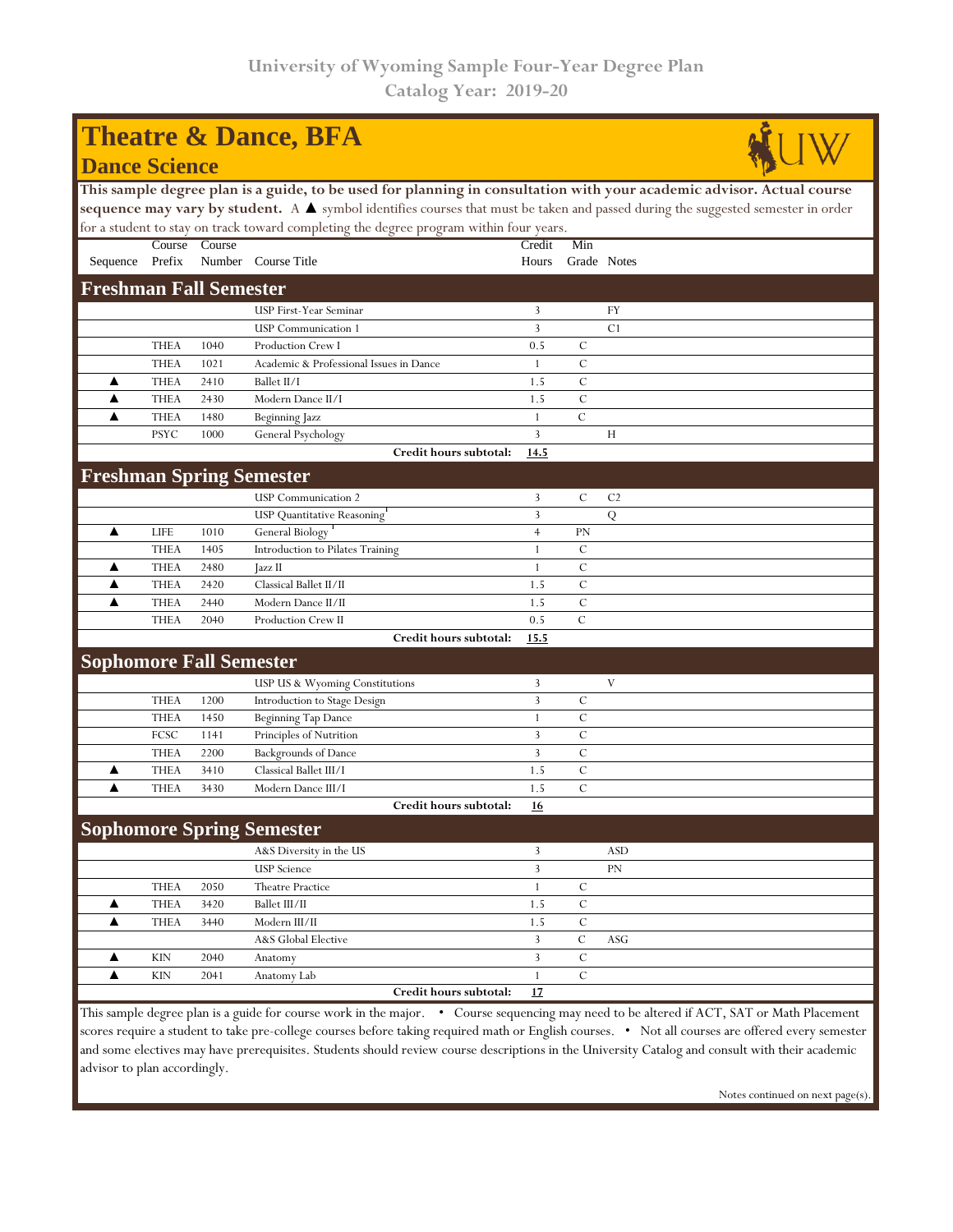University of Wyoming Sample Four-Year Degree Plan
Catalog Year: 2019-20

# Theatre & Dance, BFA
## Dance Science

**This sample degree plan is a guide, to be used for planning in consultation with your academic advisor. Actual course sequence may vary by student.** A ▲ symbol identifies courses that must be taken and passed during the suggested semester in order for a student to stay on track toward completing the degree program within four years.

| Sequence | Course Prefix | Course Number | Course Title | Credit Hours | Min Grade | Notes |
|---|---|---|---|---|---|---|
| **Freshman Fall Semester** | | | | | | |
| | | | USP First-Year Seminar | 3 | | FY |
| | | | USP Communication 1 | 3 | | C1 |
| | THEA | 1040 | Production Crew I | 0.5 | C | |
| | THEA | 1021 | Academic & Professional Issues in Dance | 1 | C | |
| ▲ | THEA | 2410 | Ballet II/I | 1.5 | C | |
| ▲ | THEA | 2430 | Modern Dance II/I | 1.5 | C | |
| ▲ | THEA | 1480 | Beginning Jazz | 1 | C | |
| | PSYC | 1000 | General Psychology | 3 | | H |
| | | | **Credit hours subtotal:** | **14.5** | | |
| **Freshman Spring Semester** | | | | | | |
| | | | USP Communication 2 | 3 | C | C2 |
| | | | USP Quantitative Reasoning[1] | 3 | | Q |
| ▲ | LIFE | 1010 | General Biology[1] | 4 | PN | |
| | THEA | 1405 | Introduction to Pilates Training | 1 | C | |
| ▲ | THEA | 2480 | Jazz II | 1 | C | |
| ▲ | THEA | 2420 | Classical Ballet II/II | 1.5 | C | |
| ▲ | THEA | 2440 | Modern Dance II/II | 1.5 | C | |
| | THEA | 2040 | Production Crew II | 0.5 | C | |
| | | | **Credit hours subtotal:** | **15.5** | | |
| **Sophomore Fall Semester** | | | | | | |
| | | | USP US & Wyoming Constitutions | 3 | | V |
| | THEA | 1200 | Introduction to Stage Design | 3 | C | |
| | THEA | 1450 | Beginning Tap Dance | 1 | C | |
| | FCSC | 1141 | Principles of Nutrition | 3 | C | |
| | THEA | 2200 | Backgrounds of Dance | 3 | C | |
| ▲ | THEA | 3410 | Classical Ballet III/I | 1.5 | C | |
| ▲ | THEA | 3430 | Modern Dance III/I | 1.5 | C | |
| | | | **Credit hours subtotal:** | **16** | | |
| **Sophomore Spring Semester** | | | | | | |
| | | | A&S Diversity in the US | 3 | | ASD |
| | | | USP Science | 3 | | PN |
| | THEA | 2050 | Theatre Practice | 1 | C | |
| ▲ | THEA | 3420 | Ballet III/II | 1.5 | C | |
| ▲ | THEA | 3440 | Modern III/II | 1.5 | C | |
| | | | A&S Global Elective | 3 | C | ASG |
| ▲ | KIN | 2040 | Anatomy | 3 | C | |
| ▲ | KIN | 2041 | Anatomy Lab | 1 | C | |
| | | | **Credit hours subtotal:** | **17** | | |

This sample degree plan is a guide for course work in the major. • Course sequencing may need to be altered if ACT, SAT or Math Placement scores require a student to take pre-college courses before taking required math or English courses. • Not all courses are offered every semester and some electives may have prerequisites. Students should review course descriptions in the University Catalog and consult with their academic advisor to plan accordingly.

Notes continued on next page(s).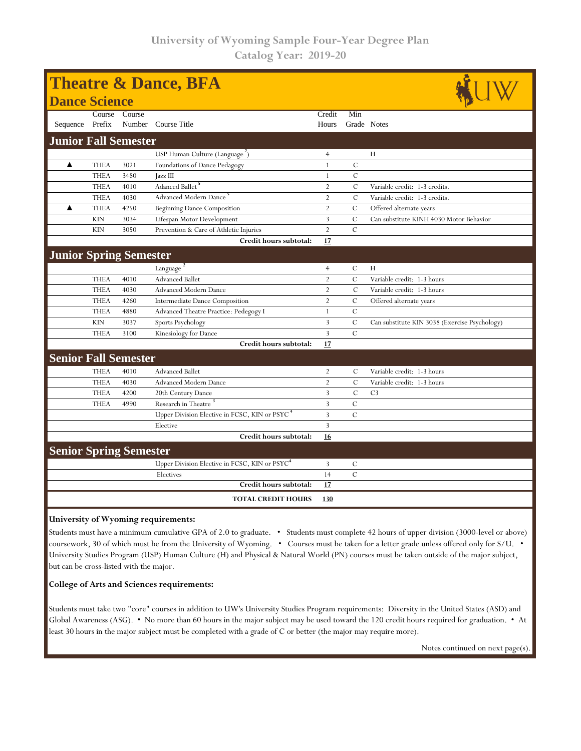University of Wyoming Sample Four-Year Degree Plan
Catalog Year: 2019-20

# Theatre & Dance, BFA
## Dance Science

| Sequence | Course Prefix | Course Number | Course Title | Credit Hours | Min Grade | Notes |
|---|---|---|---|---|---|---|
| **Junior Fall Semester** | | | | | | |
| | | | USP Human Culture (Language [2]) | 4 | | H |
| ▲ | THEA | 3021 | Foundations of Dance Pedagogy | 1 | C | |
| | THEA | 3480 | Jazz III | 1 | C | |
| | THEA | 4010 | Adanced Ballet [5] | 2 | C | Variable credit: 1-3 credits. |
| | THEA | 4030 | Advanced Modern Dance [5] | 2 | C | Variable credit: 1-3 credits. |
| ▲ | THEA | 4250 | Beginning Dance Composition | 2 | C | Offered alternate years |
| | KIN | 3034 | Lifespan Motor Development | 3 | C | Can substitute KINH 4030 Motor Behavior |
| | KIN | 3050 | Prevention & Care of Athletic Injuries | 2 | C | |
| | | | **Credit hours subtotal:** | **17** | | |
| **Junior Spring Semester** | | | | | | |
| | | | Language [2] | 4 | C | H |
| | THEA | 4010 | Advanced Ballet | 2 | C | Variable credit: 1-3 hours |
| | THEA | 4030 | Advanced Modern Dance | 2 | C | Variable credit: 1-3 hours |
| | THEA | 4260 | Intermediate Dance Composition | 2 | C | Offered alternate years |
| | THEA | 4880 | Advanced Theatre Practice: Pedegogy I | 1 | C | |
| | KIN | 3037 | Sports Psychology | 3 | C | Can substitute KIN 3038 (Exercise Psychology) |
| | THEA | 3100 | Kinesiology for Dance | 3 | C | |
| | | | **Credit hours subtotal:** | **17** | | |
| **Senior Fall Semester** | | | | | | |
| | THEA | 4010 | Advanced Ballet | 2 | C | Variable credit: 1-3 hours |
| | THEA | 4030 | Advanced Modern Dance | 2 | C | Variable credit: 1-3 hours |
| | THEA | 4200 | 20th Century Dance | 3 | C | C3 |
| | THEA | 4990 | Research in Theatre [3] | 3 | C | |
| | | | Upper Division Elective in FCSC, KIN or PSYC [4] | 3 | C | |
| | | | Elective | 3 | | |
| | | | **Credit hours subtotal:** | **16** | | |
| **Senior Spring Semester** | | | | | | |
| | | | Upper Division Elective in FCSC, KIN or PSYC [4] | 3 | C | |
| | | | Electives | 14 | C | |
| | | | **Credit hours subtotal:** | **17** | | |
| | | | **TOTAL CREDIT HOURS** | **130** | | |

**University of Wyoming requirements:**

Students must have a minimum cumulative GPA of 2.0 to graduate. • Students must complete 42 hours of upper division (3000-level or above) coursework, 30 of which must be from the University of Wyoming. • Courses must be taken for a letter grade unless offered only for S/U. • University Studies Program (USP) Human Culture (H) and Physical & Natural World (PN) courses must be taken outside of the major subject, but can be cross-listed with the major.

**College of Arts and Sciences requirements:**

Students must take two "core" courses in addition to UW's University Studies Program requirements: Diversity in the United States (ASD) and Global Awareness (ASG). • No more than 60 hours in the major subject may be used toward the 120 credit hours required for graduation. • At least 30 hours in the major subject must be completed with a grade of C or better (the major may require more).

Notes continued on next page(s).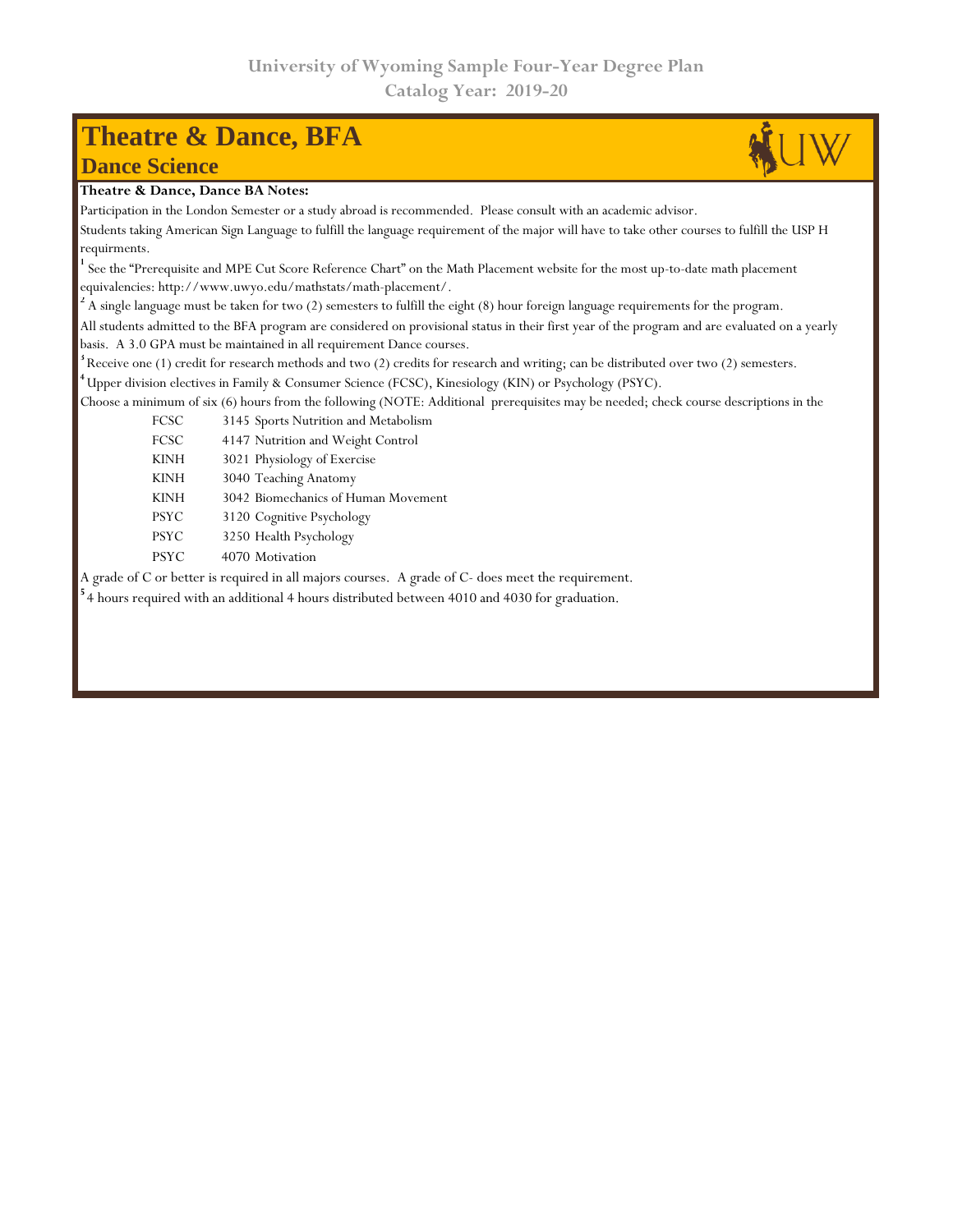University of Wyoming Sample Four-Year Degree Plan
Catalog Year: 2019-20

# Theatre & Dance, BFA
## Dance Science

**Theatre & Dance, Dance BA Notes:**

Participation in the London Semester or a study abroad is recommended. Please consult with an academic advisor.

Students taking American Sign Language to fulfill the language requirement of the major will have to take other courses to fulfill the USP H requirments.

[1] See the "Prerequisite and MPE Cut Score Reference Chart" on the Math Placement website for the most up-to-date math placement equivalencies: http://www.uwyo.edu/mathstats/math-placement/.

[2] A single language must be taken for two (2) semesters to fulfill the eight (8) hour foreign language requirements for the program.

All students admitted to the BFA program are considered on provisional status in their first year of the program and are evaluated on a yearly basis. A 3.0 GPA must be maintained in all requirement Dance courses.

[3] Receive one (1) credit for research methods and two (2) credits for research and writing; can be distributed over two (2) semesters.

[4] Upper division electives in Family & Consumer Science (FCSC), Kinesiology (KIN) or Psychology (PSYC).

Choose a minimum of six (6) hours from the following (NOTE: Additional prerequisites may be needed; check course descriptions in the

| | |
|---|---|
| FCSC | 3145 Sports Nutrition and Metabolism |
| FCSC | 4147 Nutrition and Weight Control |
| KINH | 3021 Physiology of Exercise |
| KINH | 3040 Teaching Anatomy |
| KINH | 3042 Biomechanics of Human Movement |
| PSYC | 3120 Cognitive Psychology |
| PSYC | 3250 Health Psychology |
| PSYC | 4070 Motivation |

A grade of C or better is required in all majors courses. A grade of C- does meet the requirement.

[5] 4 hours required with an additional 4 hours distributed between 4010 and 4030 for graduation.